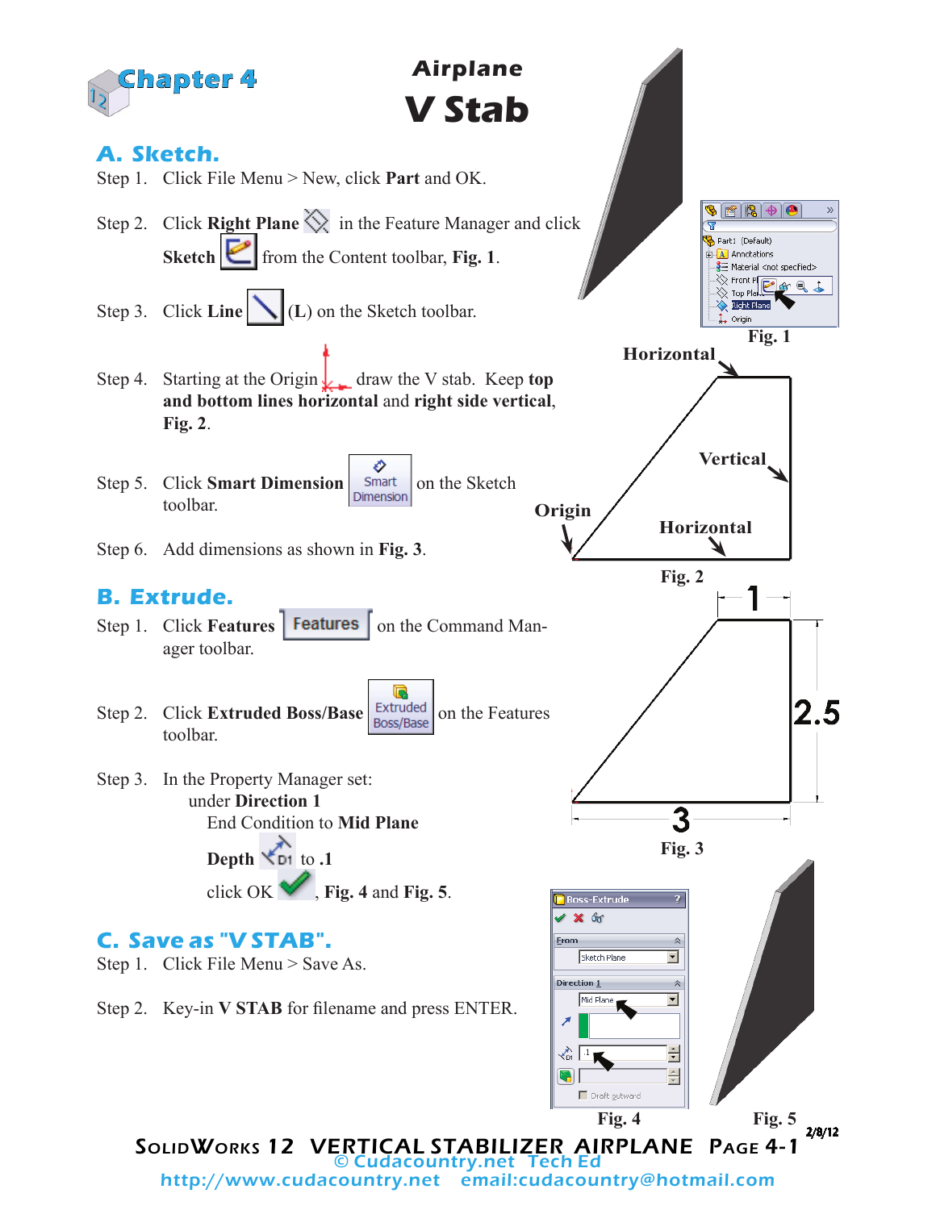# Chapter 4

# Airplane V Stab

## A. Sketch.

Step 1. Click File Menu > New, click **Part** and OK.

Step 2. Click **Right Plane** in the Feature Manager and click **Sketch** from the Content toolbar, **Fig. 1**.

Step 3. Click **Line** (**L**) on the Sketch toolbar.

Step 4. Starting at the Origin draw the V stab. Keep **top and bottom lines horizontal** and **right side vertical**, **Fig. 2**.

Step 5. Click **Smart Dimension** on the Sketch toolbar.

Step 6. Add dimensions as shown in **Fig. 3**.

Fig. 1

Horizontal

Vertical

Origin

Horizontal

Fig. 2

1

2.5

3

Fig. 3

## B. Extrude.

Step 1. Click **Features** on the Command Manager toolbar.

Step 2. Click **Extruded Boss/Base** on the Features toolbar.

Step 3. In the Property Manager set:
under **Direction 1**
End Condition to **Mid Plane**

**Depth** to **.1**

click OK, **Fig. 4** and **Fig. 5**.

## C. Save as "V STAB".

Step 1. Click File Menu > Save As.

Step 2. Key-in **V STAB** for filename and press ENTER.

Fig. 4

Fig. 5

2/8/12

© Cudacountry.net Tech Ed
http://www.cudacountry.net email:cudacountry@hotmail.com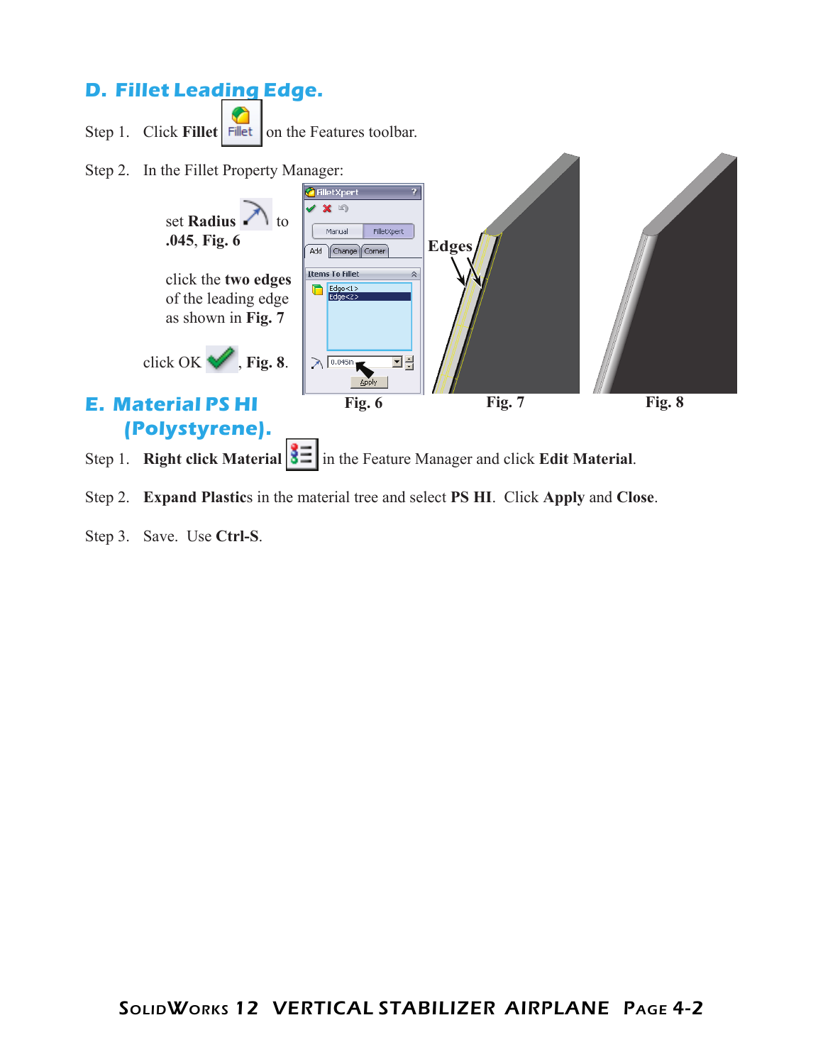## D. Fillet Leading Edge.

Step 1. Click **Fillet** on the Features toolbar.

Step 2. In the Fillet Property Manager:

set **Radius** to **.045**, **Fig. 6**

click the **two edges** of the leading edge as shown in **Fig. 7**

click OK, **Fig. 8**.

Edges

Fig. 6 Fig. 7 Fig. 8

## E. Material PS HI (Polystyrene).

Step 1. **Right click Material** in the Feature Manager and click **Edit Material**.

Step 2. **Expand Plastics** in the material tree and select **PS HI**. Click **Apply** and **Close**.

Step 3. Save. Use **Ctrl-S**.